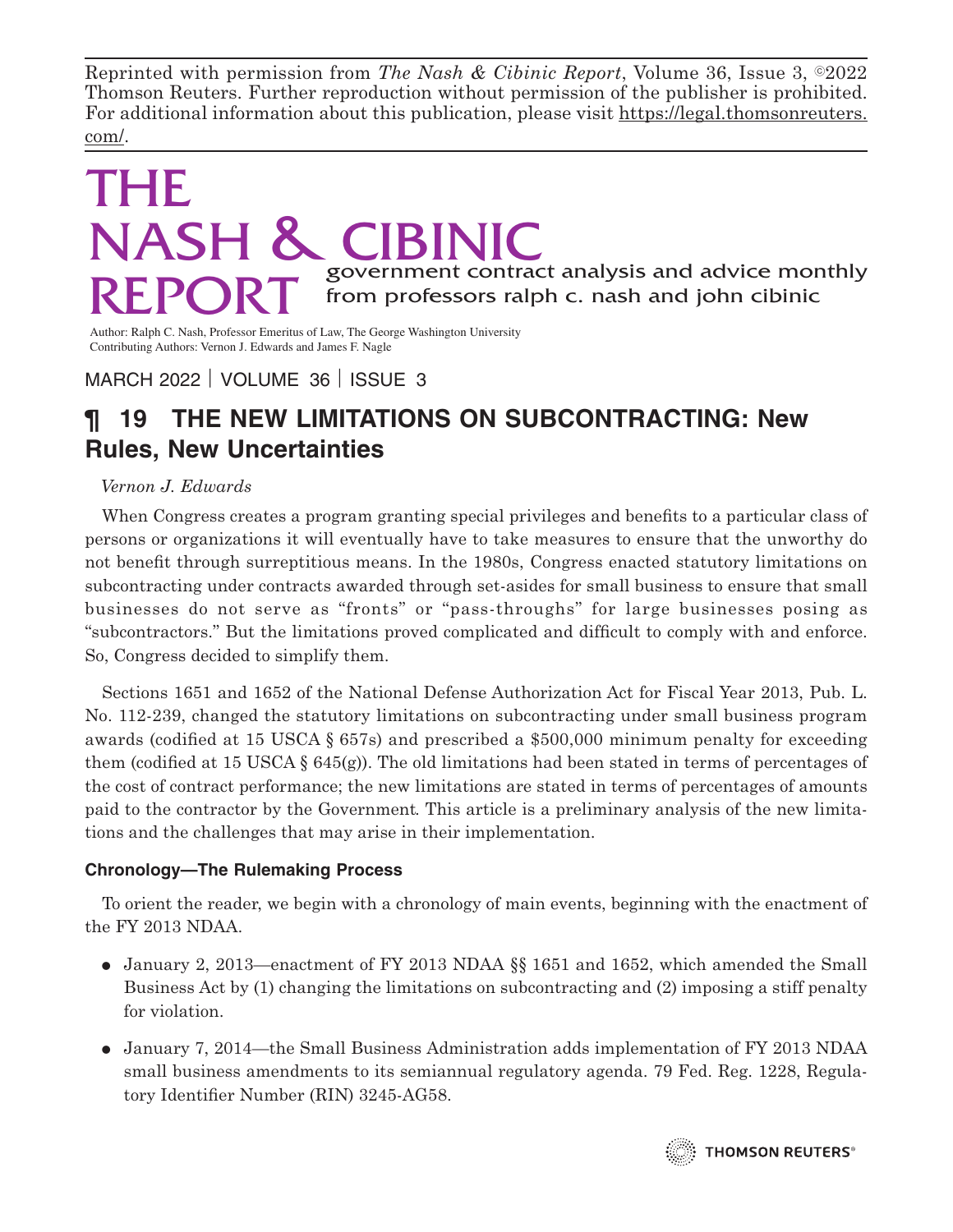Reprinted with permission from *The Nash & Cibinic Report*, Volume 36, Issue 3, ©2022 Thomson Reuters. Further reproduction without permission of the publisher is prohibited. For additional information about this publication, please visit https://legal.thomsonreuters.com/.

# THE NASH & CIBINIC REPORT

government contract analysis and advice monthly from professors ralph c. nash and john cibinic

Author: Ralph C. Nash, Professor Emeritus of Law, The George Washington University
Contributing Authors: Vernon J. Edwards and James F. Nagle

MARCH 2022 | VOLUME 36 | ISSUE 3

## ¶ 19 THE NEW LIMITATIONS ON SUBCONTRACTING: New Rules, New Uncertainties

*Vernon J. Edwards*

When Congress creates a program granting special privileges and benefits to a particular class of persons or organizations it will eventually have to take measures to ensure that the unworthy do not benefit through surreptitious means. In the 1980s, Congress enacted statutory limitations on subcontracting under contracts awarded through set-asides for small business to ensure that small businesses do not serve as "fronts" or "pass-throughs" for large businesses posing as "subcontractors." But the limitations proved complicated and difficult to comply with and enforce. So, Congress decided to simplify them.

Sections 1651 and 1652 of the National Defense Authorization Act for Fiscal Year 2013, Pub. L. No. 112-239, changed the statutory limitations on subcontracting under small business program awards (codified at 15 USCA § 657s) and prescribed a $500,000 minimum penalty for exceeding them (codified at 15 USCA § 645(g)). The old limitations had been stated in terms of percentages of the cost of contract performance; the new limitations are stated in terms of percentages of amounts paid to the contractor by the Government. This article is a preliminary analysis of the new limitations and the challenges that may arise in their implementation.

### Chronology—The Rulemaking Process

To orient the reader, we begin with a chronology of main events, beginning with the enactment of the FY 2013 NDAA.

- January 2, 2013—enactment of FY 2013 NDAA §§ 1651 and 1652, which amended the Small Business Act by (1) changing the limitations on subcontracting and (2) imposing a stiff penalty for violation.
- January 7, 2014—the Small Business Administration adds implementation of FY 2013 NDAA small business amendments to its semiannual regulatory agenda. 79 Fed. Reg. 1228, Regulatory Identifier Number (RIN) 3245-AG58.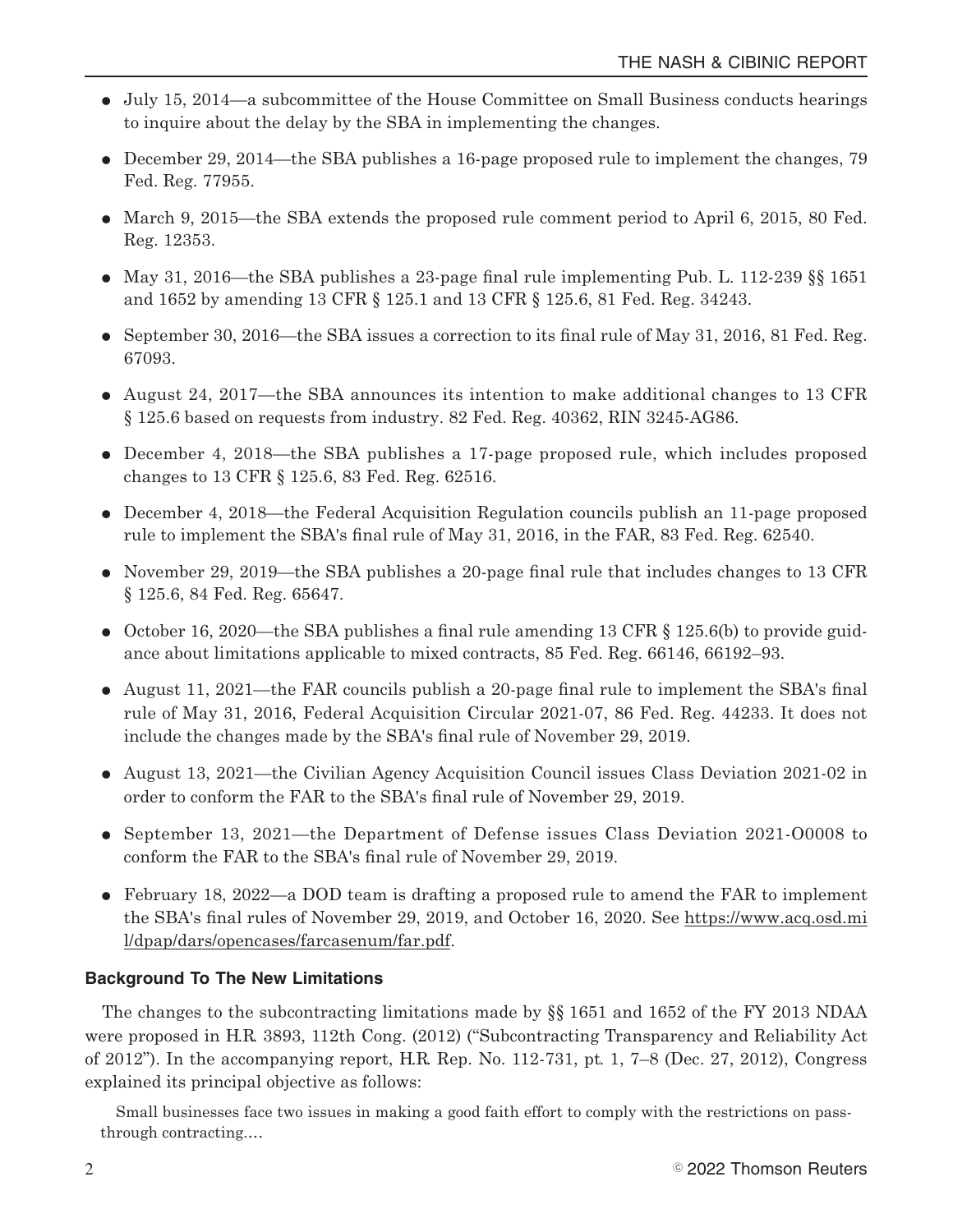- July 15, 2014—a subcommittee of the House Committee on Small Business conducts hearings to inquire about the delay by the SBA in implementing the changes.
- December 29, 2014—the SBA publishes a 16-page proposed rule to implement the changes, 79 Fed. Reg. 77955.
- March 9, 2015—the SBA extends the proposed rule comment period to April 6, 2015, 80 Fed. Reg. 12353.
- May 31, 2016—the SBA publishes a 23-page final rule implementing Pub. L. 112-239 §§ 1651 and 1652 by amending 13 CFR § 125.1 and 13 CFR § 125.6, 81 Fed. Reg. 34243.
- September 30, 2016—the SBA issues a correction to its final rule of May 31, 2016, 81 Fed. Reg. 67093.
- August 24, 2017—the SBA announces its intention to make additional changes to 13 CFR § 125.6 based on requests from industry. 82 Fed. Reg. 40362, RIN 3245-AG86.
- December 4, 2018—the SBA publishes a 17-page proposed rule, which includes proposed changes to 13 CFR § 125.6, 83 Fed. Reg. 62516.
- December 4, 2018—the Federal Acquisition Regulation councils publish an 11-page proposed rule to implement the SBA's final rule of May 31, 2016, in the FAR, 83 Fed. Reg. 62540.
- November 29, 2019—the SBA publishes a 20-page final rule that includes changes to 13 CFR § 125.6, 84 Fed. Reg. 65647.
- October 16, 2020—the SBA publishes a final rule amending 13 CFR § 125.6(b) to provide guidance about limitations applicable to mixed contracts, 85 Fed. Reg. 66146, 66192–93.
- August 11, 2021—the FAR councils publish a 20-page final rule to implement the SBA's final rule of May 31, 2016, Federal Acquisition Circular 2021-07, 86 Fed. Reg. 44233. It does not include the changes made by the SBA's final rule of November 29, 2019.
- August 13, 2021—the Civilian Agency Acquisition Council issues Class Deviation 2021-02 in order to conform the FAR to the SBA's final rule of November 29, 2019.
- September 13, 2021—the Department of Defense issues Class Deviation 2021-O0008 to conform the FAR to the SBA's final rule of November 29, 2019.
- February 18, 2022—a DOD team is drafting a proposed rule to amend the FAR to implement the SBA's final rules of November 29, 2019, and October 16, 2020. See https://www.acq.osd.mil/dpap/dars/opencases/farcasenum/far.pdf.

### Background To The New Limitations

The changes to the subcontracting limitations made by §§ 1651 and 1652 of the FY 2013 NDAA were proposed in H.R. 3893, 112th Cong. (2012) ("Subcontracting Transparency and Reliability Act of 2012"). In the accompanying report, H.R. Rep. No. 112-731, pt. 1, 7–8 (Dec. 27, 2012), Congress explained its principal objective as follows:

> Small businesses face two issues in making a good faith effort to comply with the restrictions on pass-through contracting.…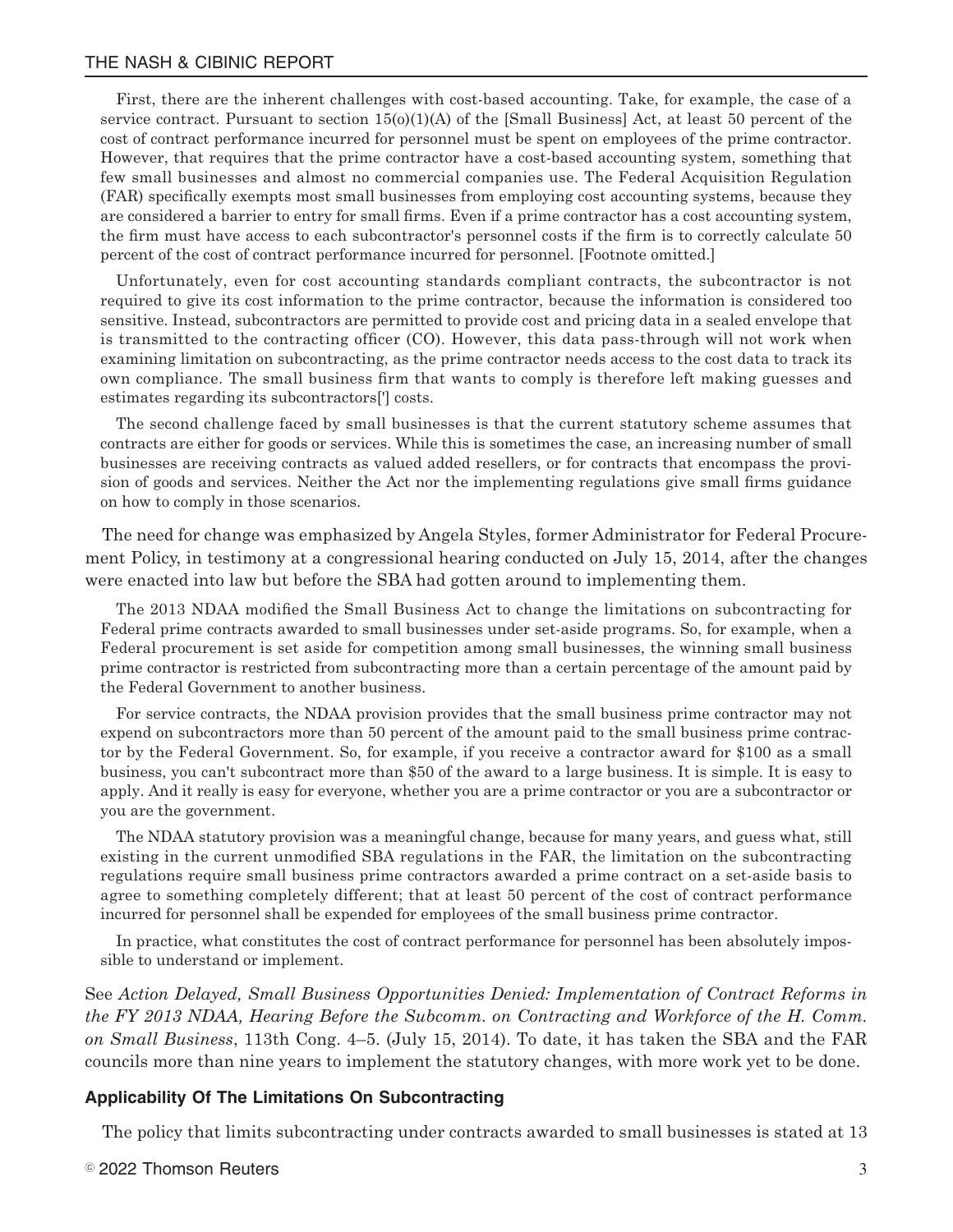> First, there are the inherent challenges with cost-based accounting. Take, for example, the case of a service contract. Pursuant to section 15(o)(1)(A) of the [Small Business] Act, at least 50 percent of the cost of contract performance incurred for personnel must be spent on employees of the prime contractor. However, that requires that the prime contractor have a cost-based accounting system, something that few small businesses and almost no commercial companies use. The Federal Acquisition Regulation (FAR) specifically exempts most small businesses from employing cost accounting systems, because they are considered a barrier to entry for small firms. Even if a prime contractor has a cost accounting system, the firm must have access to each subcontractor's personnel costs if the firm is to correctly calculate 50 percent of the cost of contract performance incurred for personnel. [Footnote omitted.]
>
> Unfortunately, even for cost accounting standards compliant contracts, the subcontractor is not required to give its cost information to the prime contractor, because the information is considered too sensitive. Instead, subcontractors are permitted to provide cost and pricing data in a sealed envelope that is transmitted to the contracting officer (CO). However, this data pass-through will not work when examining limitation on subcontracting, as the prime contractor needs access to the cost data to track its own compliance. The small business firm that wants to comply is therefore left making guesses and estimates regarding its subcontractors['] costs.
>
> The second challenge faced by small businesses is that the current statutory scheme assumes that contracts are either for goods or services. While this is sometimes the case, an increasing number of small businesses are receiving contracts as valued added resellers, or for contracts that encompass the provision of goods and services. Neither the Act nor the implementing regulations give small firms guidance on how to comply in those scenarios.

The need for change was emphasized by Angela Styles, former Administrator for Federal Procurement Policy, in testimony at a congressional hearing conducted on July 15, 2014, after the changes were enacted into law but before the SBA had gotten around to implementing them.

> The 2013 NDAA modified the Small Business Act to change the limitations on subcontracting for Federal prime contracts awarded to small businesses under set-aside programs. So, for example, when a Federal procurement is set aside for competition among small businesses, the winning small business prime contractor is restricted from subcontracting more than a certain percentage of the amount paid by the Federal Government to another business.
>
> For service contracts, the NDAA provision provides that the small business prime contractor may not expend on subcontractors more than 50 percent of the amount paid to the small business prime contractor by the Federal Government. So, for example, if you receive a contractor award for $100 as a small business, you can't subcontract more than $50 of the award to a large business. It is simple. It is easy to apply. And it really is easy for everyone, whether you are a prime contractor or you are a subcontractor or you are the government.
>
> The NDAA statutory provision was a meaningful change, because for many years, and guess what, still existing in the current unmodified SBA regulations in the FAR, the limitation on the subcontracting regulations require small business prime contractors awarded a prime contract on a set-aside basis to agree to something completely different; that at least 50 percent of the cost of contract performance incurred for personnel shall be expended for employees of the small business prime contractor.
>
> In practice, what constitutes the cost of contract performance for personnel has been absolutely impossible to understand or implement.

See *Action Delayed, Small Business Opportunities Denied: Implementation of Contract Reforms in the FY 2013 NDAA, Hearing Before the Subcomm. on Contracting and Workforce of the H. Comm. on Small Business*, 113th Cong. 4–5. (July 15, 2014). To date, it has taken the SBA and the FAR councils more than nine years to implement the statutory changes, with more work yet to be done.

### Applicability Of The Limitations On Subcontracting

The policy that limits subcontracting under contracts awarded to small businesses is stated at 13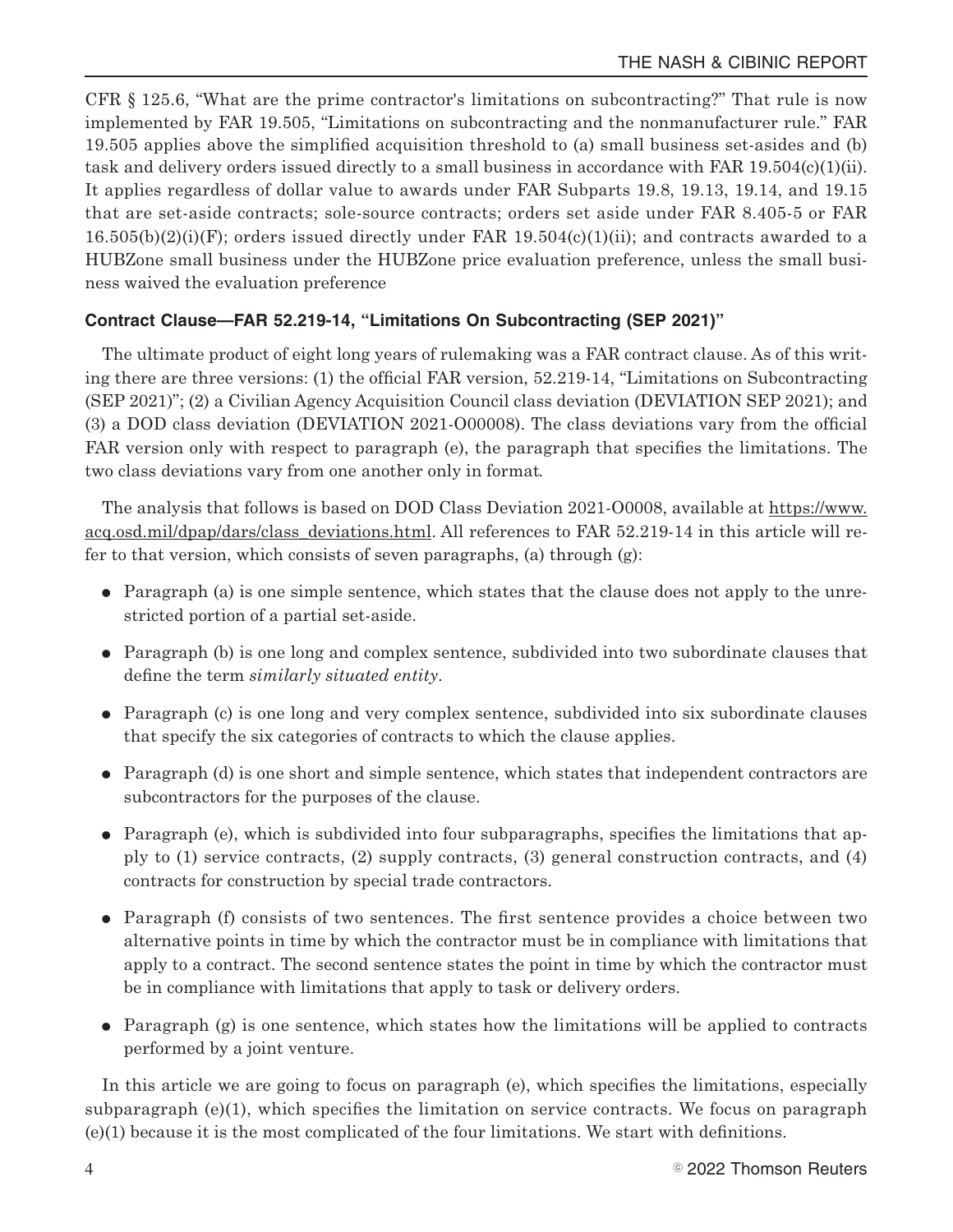CFR § 125.6, "What are the prime contractor's limitations on subcontracting?" That rule is now implemented by FAR 19.505, "Limitations on subcontracting and the nonmanufacturer rule." FAR 19.505 applies above the simplified acquisition threshold to (a) small business set-asides and (b) task and delivery orders issued directly to a small business in accordance with FAR 19.504(c)(1)(ii). It applies regardless of dollar value to awards under FAR Subparts 19.8, 19.13, 19.14, and 19.15 that are set-aside contracts; sole-source contracts; orders set aside under FAR 8.405-5 or FAR 16.505(b)(2)(i)(F); orders issued directly under FAR 19.504(c)(1)(ii); and contracts awarded to a HUBZone small business under the HUBZone price evaluation preference, unless the small business waived the evaluation preference

### Contract Clause—FAR 52.219-14, "Limitations On Subcontracting (SEP 2021)"

The ultimate product of eight long years of rulemaking was a FAR contract clause. As of this writing there are three versions: (1) the official FAR version, 52.219-14, "Limitations on Subcontracting (SEP 2021)"; (2) a Civilian Agency Acquisition Council class deviation (DEVIATION SEP 2021); and (3) a DOD class deviation (DEVIATION 2021-O00008). The class deviations vary from the official FAR version only with respect to paragraph (e), the paragraph that specifies the limitations. The two class deviations vary from one another only in format.

The analysis that follows is based on DOD Class Deviation 2021-O0008, available at https://www.acq.osd.mil/dpap/dars/class_deviations.html. All references to FAR 52.219-14 in this article will refer to that version, which consists of seven paragraphs, (a) through (g):

- Paragraph (a) is one simple sentence, which states that the clause does not apply to the unrestricted portion of a partial set-aside.
- Paragraph (b) is one long and complex sentence, subdivided into two subordinate clauses that define the term *similarly situated entity*.
- Paragraph (c) is one long and very complex sentence, subdivided into six subordinate clauses that specify the six categories of contracts to which the clause applies.
- Paragraph (d) is one short and simple sentence, which states that independent contractors are subcontractors for the purposes of the clause.
- Paragraph (e), which is subdivided into four subparagraphs, specifies the limitations that apply to (1) service contracts, (2) supply contracts, (3) general construction contracts, and (4) contracts for construction by special trade contractors.
- Paragraph (f) consists of two sentences. The first sentence provides a choice between two alternative points in time by which the contractor must be in compliance with limitations that apply to a contract. The second sentence states the point in time by which the contractor must be in compliance with limitations that apply to task or delivery orders.
- Paragraph (g) is one sentence, which states how the limitations will be applied to contracts performed by a joint venture.

In this article we are going to focus on paragraph (e), which specifies the limitations, especially subparagraph (e)(1), which specifies the limitation on service contracts. We focus on paragraph (e)(1) because it is the most complicated of the four limitations. We start with definitions.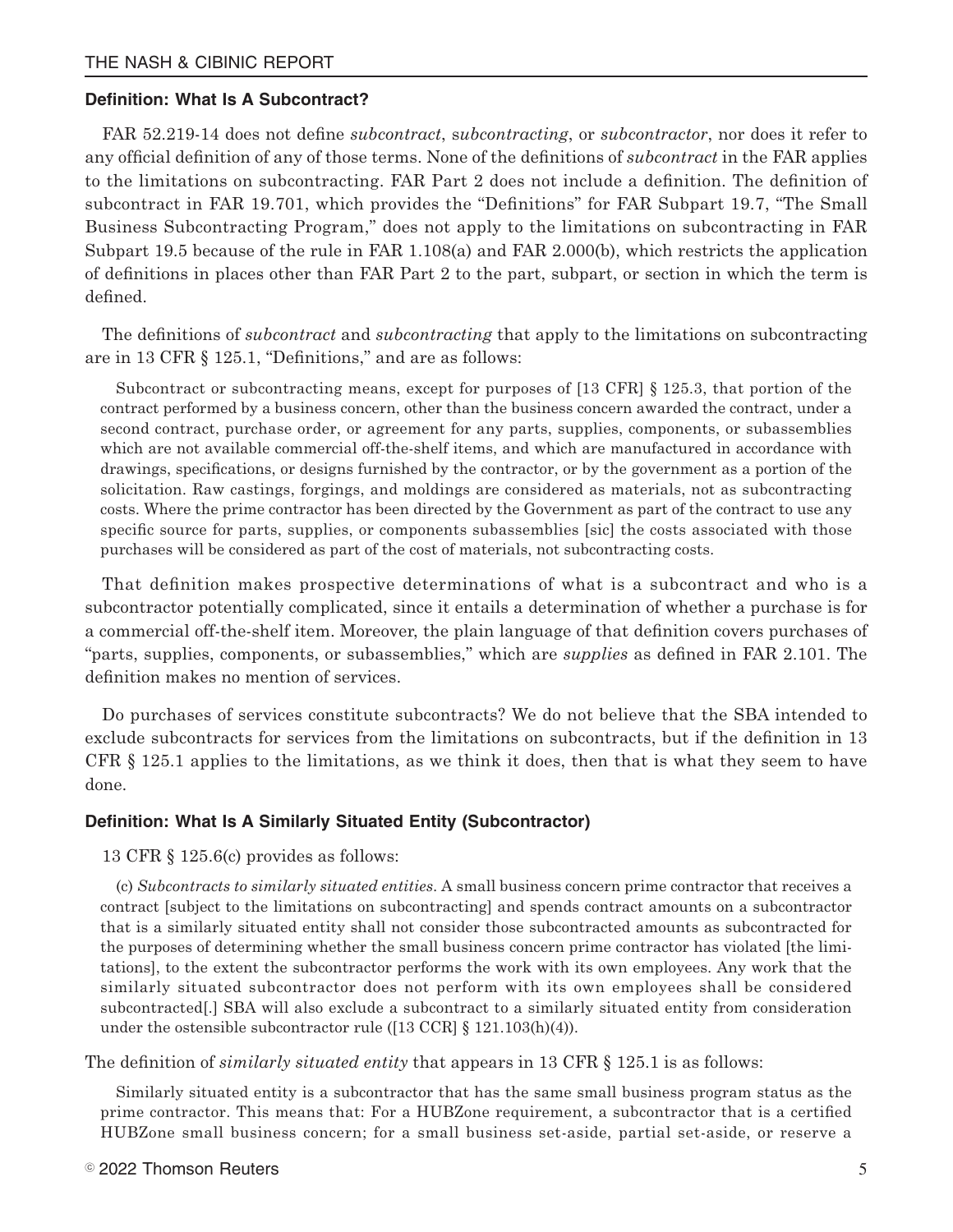### Definition: What Is A Subcontract?

FAR 52.219-14 does not define *subcontract*, *subcontracting*, or *subcontractor*, nor does it refer to any official definition of any of those terms. None of the definitions of *subcontract* in the FAR applies to the limitations on subcontracting. FAR Part 2 does not include a definition. The definition of subcontract in FAR 19.701, which provides the "Definitions" for FAR Subpart 19.7, "The Small Business Subcontracting Program," does not apply to the limitations on subcontracting in FAR Subpart 19.5 because of the rule in FAR 1.108(a) and FAR 2.000(b), which restricts the application of definitions in places other than FAR Part 2 to the part, subpart, or section in which the term is defined.

The definitions of *subcontract* and *subcontracting* that apply to the limitations on subcontracting are in 13 CFR § 125.1, "Definitions," and are as follows:

> Subcontract or subcontracting means, except for purposes of [13 CFR] § 125.3, that portion of the contract performed by a business concern, other than the business concern awarded the contract, under a second contract, purchase order, or agreement for any parts, supplies, components, or subassemblies which are not available commercial off-the-shelf items, and which are manufactured in accordance with drawings, specifications, or designs furnished by the contractor, or by the government as a portion of the solicitation. Raw castings, forgings, and moldings are considered as materials, not as subcontracting costs. Where the prime contractor has been directed by the Government as part of the contract to use any specific source for parts, supplies, or components subassemblies [sic] the costs associated with those purchases will be considered as part of the cost of materials, not subcontracting costs.

That definition makes prospective determinations of what is a subcontract and who is a subcontractor potentially complicated, since it entails a determination of whether a purchase is for a commercial off-the-shelf item. Moreover, the plain language of that definition covers purchases of "parts, supplies, components, or subassemblies," which are *supplies* as defined in FAR 2.101. The definition makes no mention of services.

Do purchases of services constitute subcontracts? We do not believe that the SBA intended to exclude subcontracts for services from the limitations on subcontracts, but if the definition in 13 CFR § 125.1 applies to the limitations, as we think it does, then that is what they seem to have done.

### Definition: What Is A Similarly Situated Entity (Subcontractor)

13 CFR § 125.6(c) provides as follows:

> (c) *Subcontracts to similarly situated entities.* A small business concern prime contractor that receives a contract [subject to the limitations on subcontracting] and spends contract amounts on a subcontractor that is a similarly situated entity shall not consider those subcontracted amounts as subcontracted for the purposes of determining whether the small business concern prime contractor has violated [the limitations], to the extent the subcontractor performs the work with its own employees. Any work that the similarly situated subcontractor does not perform with its own employees shall be considered subcontracted[.] SBA will also exclude a subcontract to a similarly situated entity from consideration under the ostensible subcontractor rule ([13 CCR] § 121.103(h)(4)).

The definition of *similarly situated entity* that appears in 13 CFR § 125.1 is as follows:

> Similarly situated entity is a subcontractor that has the same small business program status as the prime contractor. This means that: For a HUBZone requirement, a subcontractor that is a certified HUBZone small business concern; for a small business set-aside, partial set-aside, or reserve a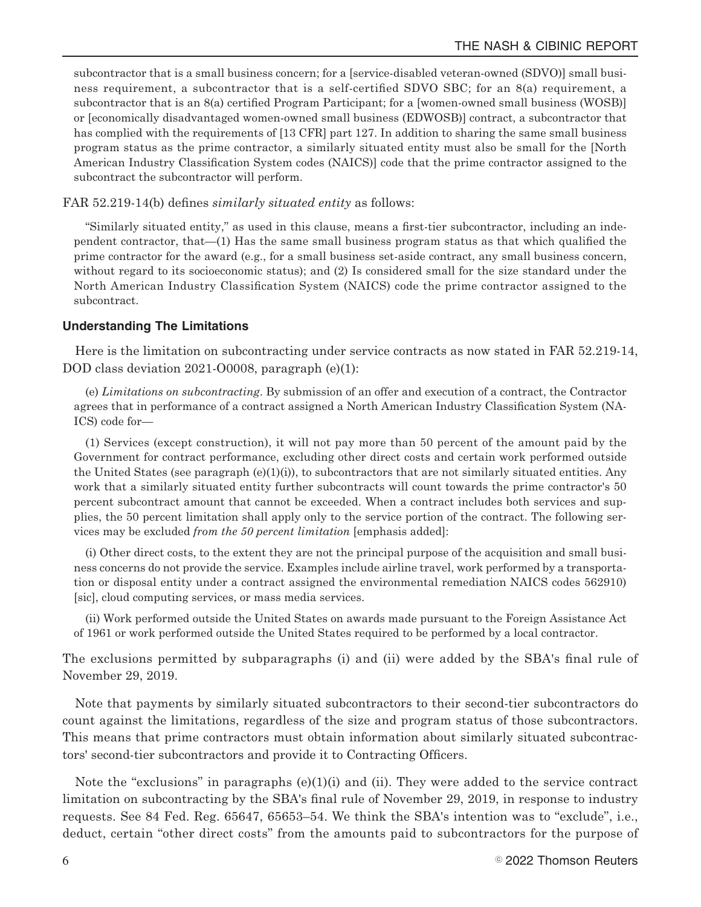> subcontractor that is a small business concern; for a [service-disabled veteran-owned (SDVO)] small business requirement, a subcontractor that is a self-certified SDVO SBC; for an 8(a) requirement, a subcontractor that is an 8(a) certified Program Participant; for a [women-owned small business (WOSB)] or [economically disadvantaged women-owned small business (EDWOSB)] contract, a subcontractor that has complied with the requirements of [13 CFR] part 127. In addition to sharing the same small business program status as the prime contractor, a similarly situated entity must also be small for the [North American Industry Classification System codes (NAICS)] code that the prime contractor assigned to the subcontract the subcontractor will perform.

FAR 52.219-14(b) defines *similarly situated entity* as follows:

> "Similarly situated entity," as used in this clause, means a first-tier subcontractor, including an independent contractor, that—(1) Has the same small business program status as that which qualified the prime contractor for the award (e.g., for a small business set-aside contract, any small business concern, without regard to its socioeconomic status); and (2) Is considered small for the size standard under the North American Industry Classification System (NAICS) code the prime contractor assigned to the subcontract.

### Understanding The Limitations

Here is the limitation on subcontracting under service contracts as now stated in FAR 52.219-14, DOD class deviation 2021-O0008, paragraph (e)(1):

> (e) *Limitations on subcontracting*. By submission of an offer and execution of a contract, the Contractor agrees that in performance of a contract assigned a North American Industry Classification System (NAICS) code for—
>
> (1) Services (except construction), it will not pay more than 50 percent of the amount paid by the Government for contract performance, excluding other direct costs and certain work performed outside the United States (see paragraph (e)(1)(i)), to subcontractors that are not similarly situated entities. Any work that a similarly situated entity further subcontracts will count towards the prime contractor's 50 percent subcontract amount that cannot be exceeded. When a contract includes both services and supplies, the 50 percent limitation shall apply only to the service portion of the contract. The following services may be excluded *from the 50 percent limitation* [emphasis added]:
>
> (i) Other direct costs, to the extent they are not the principal purpose of the acquisition and small business concerns do not provide the service. Examples include airline travel, work performed by a transportation or disposal entity under a contract assigned the environmental remediation NAICS codes 562910) [sic], cloud computing services, or mass media services.
>
> (ii) Work performed outside the United States on awards made pursuant to the Foreign Assistance Act of 1961 or work performed outside the United States required to be performed by a local contractor.

The exclusions permitted by subparagraphs (i) and (ii) were added by the SBA's final rule of November 29, 2019.

Note that payments by similarly situated subcontractors to their second-tier subcontractors do count against the limitations, regardless of the size and program status of those subcontractors. This means that prime contractors must obtain information about similarly situated subcontractors' second-tier subcontractors and provide it to Contracting Officers.

Note the "exclusions" in paragraphs (e)(1)(i) and (ii). They were added to the service contract limitation on subcontracting by the SBA's final rule of November 29, 2019, in response to industry requests. See 84 Fed. Reg. 65647, 65653–54. We think the SBA's intention was to "exclude", i.e., deduct, certain "other direct costs" from the amounts paid to subcontractors for the purpose of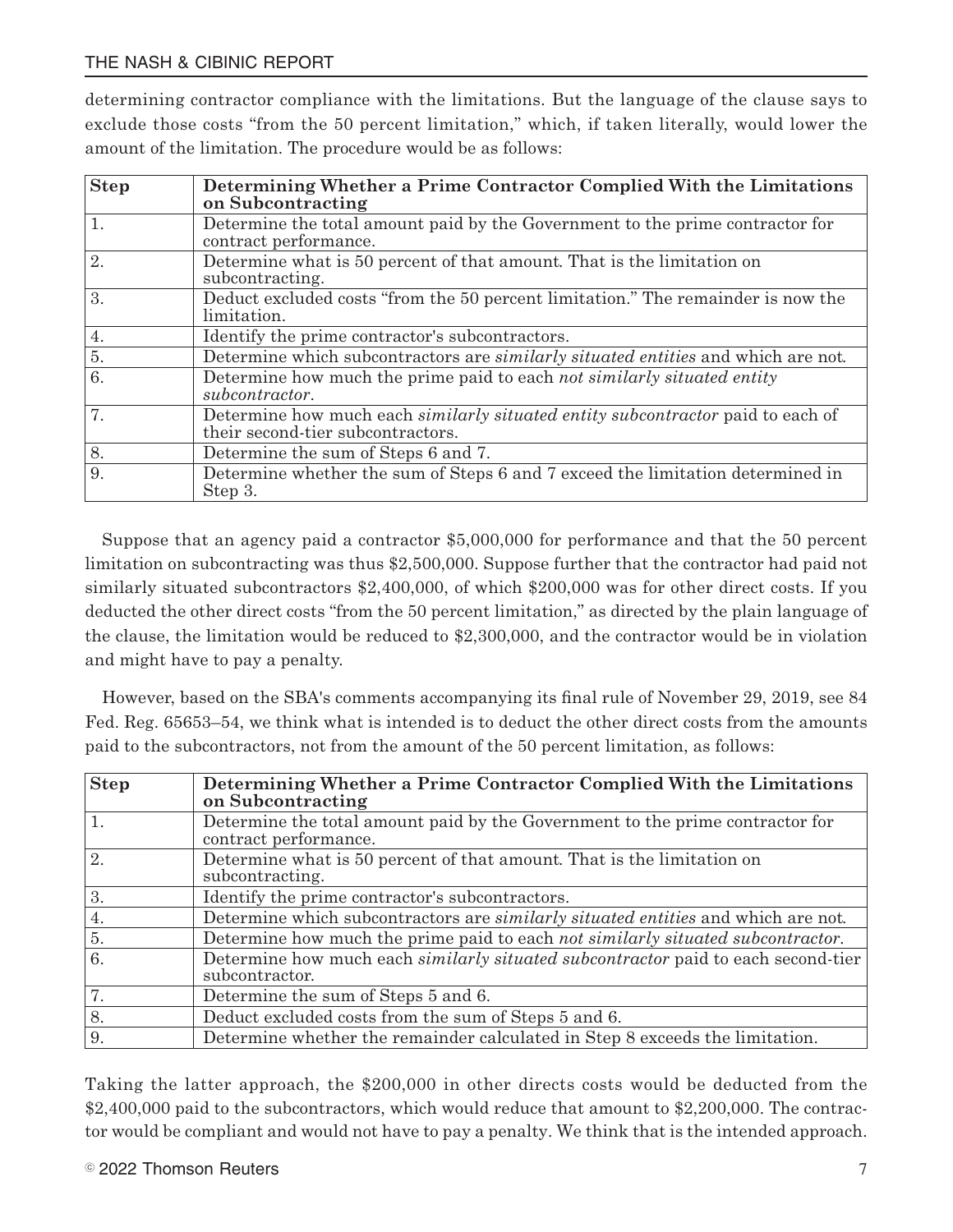determining contractor compliance with the limitations. But the language of the clause says to exclude those costs "from the 50 percent limitation," which, if taken literally, would lower the amount of the limitation. The procedure would be as follows:

| Step | Determining Whether a Prime Contractor Complied With the Limitations on Subcontracting |
|---|---|
| 1. | Determine the total amount paid by the Government to the prime contractor for contract performance. |
| 2. | Determine what is 50 percent of that amount. That is the limitation on subcontracting. |
| 3. | Deduct excluded costs "from the 50 percent limitation." The remainder is now the limitation. |
| 4. | Identify the prime contractor's subcontractors. |
| 5. | Determine which subcontractors are *similarly situated entities* and which are not. |
| 6. | Determine how much the prime paid to each *not similarly situated entity subcontractor*. |
| 7. | Determine how much each *similarly situated entity subcontractor* paid to each of their second-tier subcontractors. |
| 8. | Determine the sum of Steps 6 and 7. |
| 9. | Determine whether the sum of Steps 6 and 7 exceed the limitation determined in Step 3. |

Suppose that an agency paid a contractor $5,000,000 for performance and that the 50 percent limitation on subcontracting was thus $2,500,000. Suppose further that the contractor had paid not similarly situated subcontractors $2,400,000, of which $200,000 was for other direct costs. If you deducted the other direct costs "from the 50 percent limitation," as directed by the plain language of the clause, the limitation would be reduced to $2,300,000, and the contractor would be in violation and might have to pay a penalty.

However, based on the SBA's comments accompanying its final rule of November 29, 2019, see 84 Fed. Reg. 65653–54, we think what is intended is to deduct the other direct costs from the amounts paid to the subcontractors, not from the amount of the 50 percent limitation, as follows:

| Step | Determining Whether a Prime Contractor Complied With the Limitations on Subcontracting |
|---|---|
| 1. | Determine the total amount paid by the Government to the prime contractor for contract performance. |
| 2. | Determine what is 50 percent of that amount. That is the limitation on subcontracting. |
| 3. | Identify the prime contractor's subcontractors. |
| 4. | Determine which subcontractors are *similarly situated entities* and which are not. |
| 5. | Determine how much the prime paid to each *not similarly situated subcontractor*. |
| 6. | Determine how much each *similarly situated subcontractor* paid to each second-tier subcontractor. |
| 7. | Determine the sum of Steps 5 and 6. |
| 8. | Deduct excluded costs from the sum of Steps 5 and 6. |
| 9. | Determine whether the remainder calculated in Step 8 exceeds the limitation. |

Taking the latter approach, the $200,000 in other directs costs would be deducted from the $2,400,000 paid to the subcontractors, which would reduce that amount to $2,200,000. The contractor would be compliant and would not have to pay a penalty. We think that is the intended approach.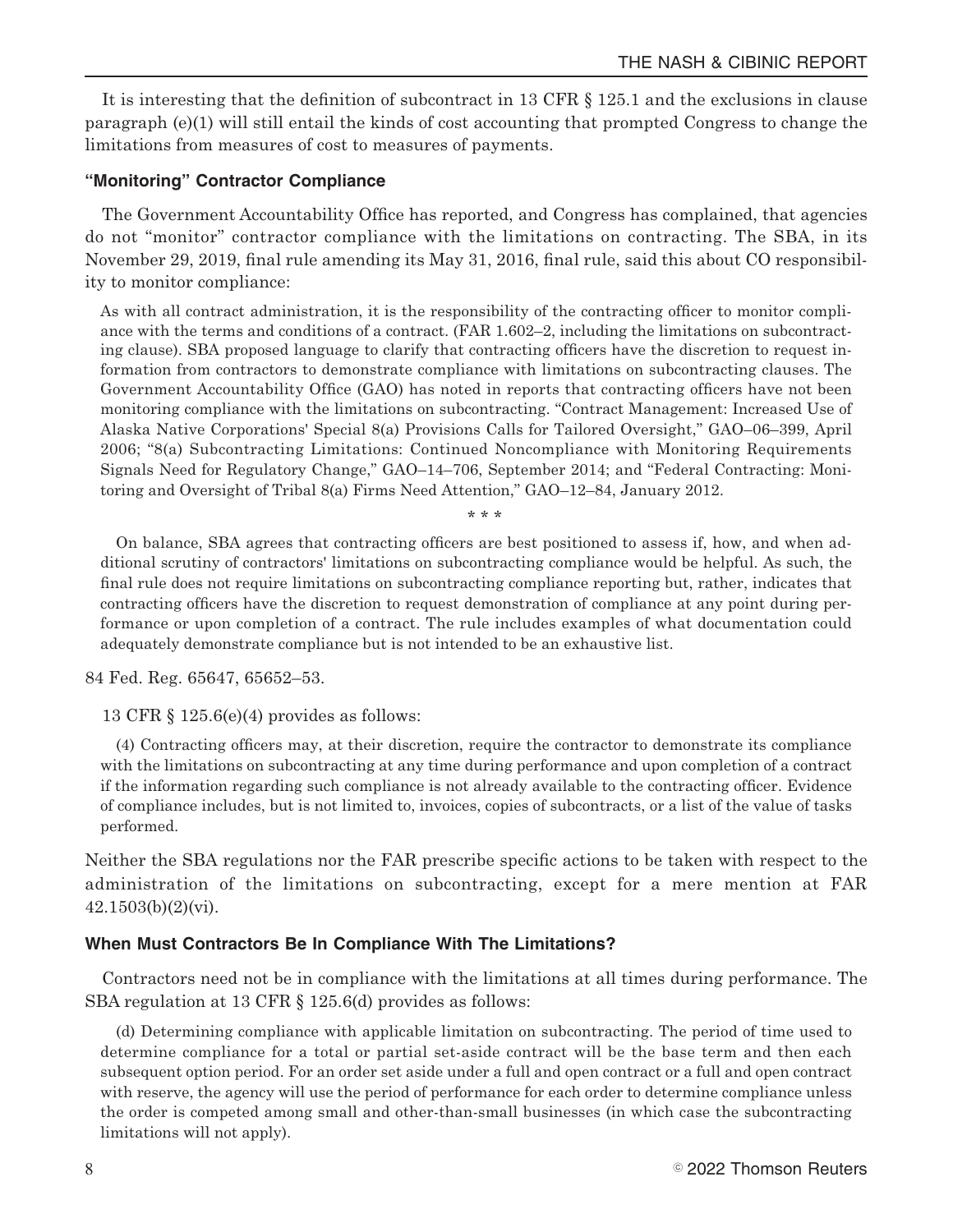It is interesting that the definition of subcontract in 13 CFR § 125.1 and the exclusions in clause paragraph (e)(1) will still entail the kinds of cost accounting that prompted Congress to change the limitations from measures of cost to measures of payments.

### "Monitoring" Contractor Compliance

The Government Accountability Office has reported, and Congress has complained, that agencies do not "monitor" contractor compliance with the limitations on contracting. The SBA, in its November 29, 2019, final rule amending its May 31, 2016, final rule, said this about CO responsibility to monitor compliance:

> As with all contract administration, it is the responsibility of the contracting officer to monitor compliance with the terms and conditions of a contract. (FAR 1.602–2, including the limitations on subcontracting clause). SBA proposed language to clarify that contracting officers have the discretion to request information from contractors to demonstrate compliance with limitations on subcontracting clauses. The Government Accountability Office (GAO) has noted in reports that contracting officers have not been monitoring compliance with the limitations on subcontracting. "Contract Management: Increased Use of Alaska Native Corporations' Special 8(a) Provisions Calls for Tailored Oversight," GAO–06–399, April 2006; "8(a) Subcontracting Limitations: Continued Noncompliance with Monitoring Requirements Signals Need for Regulatory Change," GAO–14–706, September 2014; and "Federal Contracting: Monitoring and Oversight of Tribal 8(a) Firms Need Attention," GAO–12–84, January 2012.
>
> \* \* \*
>
> On balance, SBA agrees that contracting officers are best positioned to assess if, how, and when additional scrutiny of contractors' limitations on subcontracting compliance would be helpful. As such, the final rule does not require limitations on subcontracting compliance reporting but, rather, indicates that contracting officers have the discretion to request demonstration of compliance at any point during performance or upon completion of a contract. The rule includes examples of what documentation could adequately demonstrate compliance but is not intended to be an exhaustive list.

84 Fed. Reg. 65647, 65652–53.

13 CFR § 125.6(e)(4) provides as follows:

> (4) Contracting officers may, at their discretion, require the contractor to demonstrate its compliance with the limitations on subcontracting at any time during performance and upon completion of a contract if the information regarding such compliance is not already available to the contracting officer. Evidence of compliance includes, but is not limited to, invoices, copies of subcontracts, or a list of the value of tasks performed.

Neither the SBA regulations nor the FAR prescribe specific actions to be taken with respect to the administration of the limitations on subcontracting, except for a mere mention at FAR 42.1503(b)(2)(vi).

### When Must Contractors Be In Compliance With The Limitations?

Contractors need not be in compliance with the limitations at all times during performance. The SBA regulation at 13 CFR § 125.6(d) provides as follows:

> (d) Determining compliance with applicable limitation on subcontracting. The period of time used to determine compliance for a total or partial set-aside contract will be the base term and then each subsequent option period. For an order set aside under a full and open contract or a full and open contract with reserve, the agency will use the period of performance for each order to determine compliance unless the order is competed among small and other-than-small businesses (in which case the subcontracting limitations will not apply).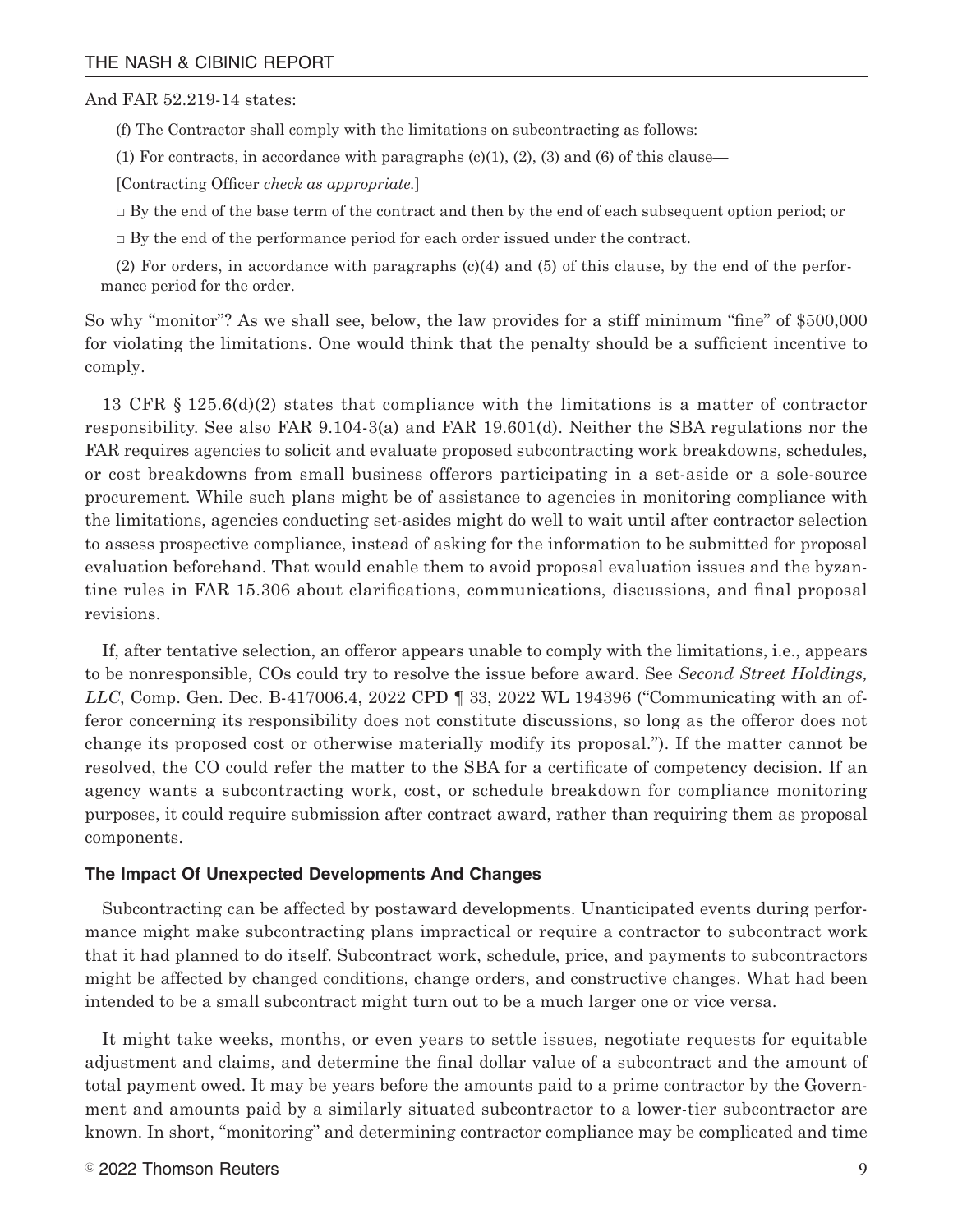And FAR 52.219-14 states:

> (f) The Contractor shall comply with the limitations on subcontracting as follows:
>
> (1) For contracts, in accordance with paragraphs (c)(1), (2), (3) and (6) of this clause—
>
> [Contracting Officer *check as appropriate.*]
>
> □ By the end of the base term of the contract and then by the end of each subsequent option period; or
>
> □ By the end of the performance period for each order issued under the contract.
>
> (2) For orders, in accordance with paragraphs (c)(4) and (5) of this clause, by the end of the performance period for the order.

So why "monitor"? As we shall see, below, the law provides for a stiff minimum "fine" of $500,000 for violating the limitations. One would think that the penalty should be a sufficient incentive to comply.

13 CFR § 125.6(d)(2) states that compliance with the limitations is a matter of contractor responsibility. See also FAR 9.104-3(a) and FAR 19.601(d). Neither the SBA regulations nor the FAR requires agencies to solicit and evaluate proposed subcontracting work breakdowns, schedules, or cost breakdowns from small business offerors participating in a set-aside or a sole-source procurement. While such plans might be of assistance to agencies in monitoring compliance with the limitations, agencies conducting set-asides might do well to wait until after contractor selection to assess prospective compliance, instead of asking for the information to be submitted for proposal evaluation beforehand. That would enable them to avoid proposal evaluation issues and the byzantine rules in FAR 15.306 about clarifications, communications, discussions, and final proposal revisions.

If, after tentative selection, an offeror appears unable to comply with the limitations, i.e., appears to be nonresponsible, COs could try to resolve the issue before award. See *Second Street Holdings, LLC*, Comp. Gen. Dec. B-417006.4, 2022 CPD ¶ 33, 2022 WL 194396 ("Communicating with an offeror concerning its responsibility does not constitute discussions, so long as the offeror does not change its proposed cost or otherwise materially modify its proposal."). If the matter cannot be resolved, the CO could refer the matter to the SBA for a certificate of competency decision. If an agency wants a subcontracting work, cost, or schedule breakdown for compliance monitoring purposes, it could require submission after contract award, rather than requiring them as proposal components.

### The Impact Of Unexpected Developments And Changes

Subcontracting can be affected by postaward developments. Unanticipated events during performance might make subcontracting plans impractical or require a contractor to subcontract work that it had planned to do itself. Subcontract work, schedule, price, and payments to subcontractors might be affected by changed conditions, change orders, and constructive changes. What had been intended to be a small subcontract might turn out to be a much larger one or vice versa.

It might take weeks, months, or even years to settle issues, negotiate requests for equitable adjustment and claims, and determine the final dollar value of a subcontract and the amount of total payment owed. It may be years before the amounts paid to a prime contractor by the Government and amounts paid by a similarly situated subcontractor to a lower-tier subcontractor are known. In short, "monitoring" and determining contractor compliance may be complicated and time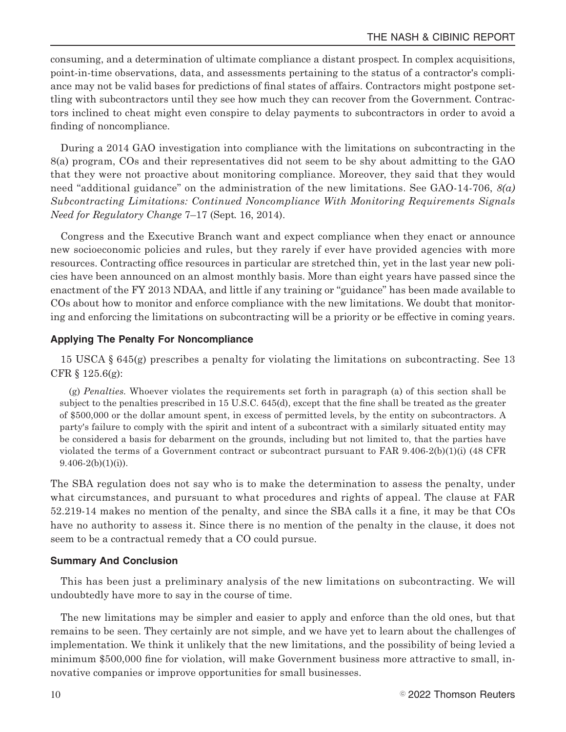consuming, and a determination of ultimate compliance a distant prospect. In complex acquisitions, point-in-time observations, data, and assessments pertaining to the status of a contractor's compliance may not be valid bases for predictions of final states of affairs. Contractors might postpone settling with subcontractors until they see how much they can recover from the Government. Contractors inclined to cheat might even conspire to delay payments to subcontractors in order to avoid a finding of noncompliance.

During a 2014 GAO investigation into compliance with the limitations on subcontracting in the 8(a) program, COs and their representatives did not seem to be shy about admitting to the GAO that they were not proactive about monitoring compliance. Moreover, they said that they would need "additional guidance" on the administration of the new limitations. See GAO-14-706, *8(a) Subcontracting Limitations: Continued Noncompliance With Monitoring Requirements Signals Need for Regulatory Change* 7–17 (Sept. 16, 2014).

Congress and the Executive Branch want and expect compliance when they enact or announce new socioeconomic policies and rules, but they rarely if ever have provided agencies with more resources. Contracting office resources in particular are stretched thin, yet in the last year new policies have been announced on an almost monthly basis. More than eight years have passed since the enactment of the FY 2013 NDAA, and little if any training or "guidance" has been made available to COs about how to monitor and enforce compliance with the new limitations. We doubt that monitoring and enforcing the limitations on subcontracting will be a priority or be effective in coming years.

### Applying The Penalty For Noncompliance

15 USCA § 645(g) prescribes a penalty for violating the limitations on subcontracting. See 13 CFR § 125.6(g):

> (g) *Penalties.* Whoever violates the requirements set forth in paragraph (a) of this section shall be subject to the penalties prescribed in 15 U.S.C. 645(d), except that the fine shall be treated as the greater of $500,000 or the dollar amount spent, in excess of permitted levels, by the entity on subcontractors. A party's failure to comply with the spirit and intent of a subcontract with a similarly situated entity may be considered a basis for debarment on the grounds, including but not limited to, that the parties have violated the terms of a Government contract or subcontract pursuant to FAR 9.406-2(b)(1)(i) (48 CFR 9.406-2(b)(1)(i)).

The SBA regulation does not say who is to make the determination to assess the penalty, under what circumstances, and pursuant to what procedures and rights of appeal. The clause at FAR 52.219-14 makes no mention of the penalty, and since the SBA calls it a fine, it may be that COs have no authority to assess it. Since there is no mention of the penalty in the clause, it does not seem to be a contractual remedy that a CO could pursue.

### Summary And Conclusion

This has been just a preliminary analysis of the new limitations on subcontracting. We will undoubtedly have more to say in the course of time.

The new limitations may be simpler and easier to apply and enforce than the old ones, but that remains to be seen. They certainly are not simple, and we have yet to learn about the challenges of implementation. We think it unlikely that the new limitations, and the possibility of being levied a minimum $500,000 fine for violation, will make Government business more attractive to small, innovative companies or improve opportunities for small businesses.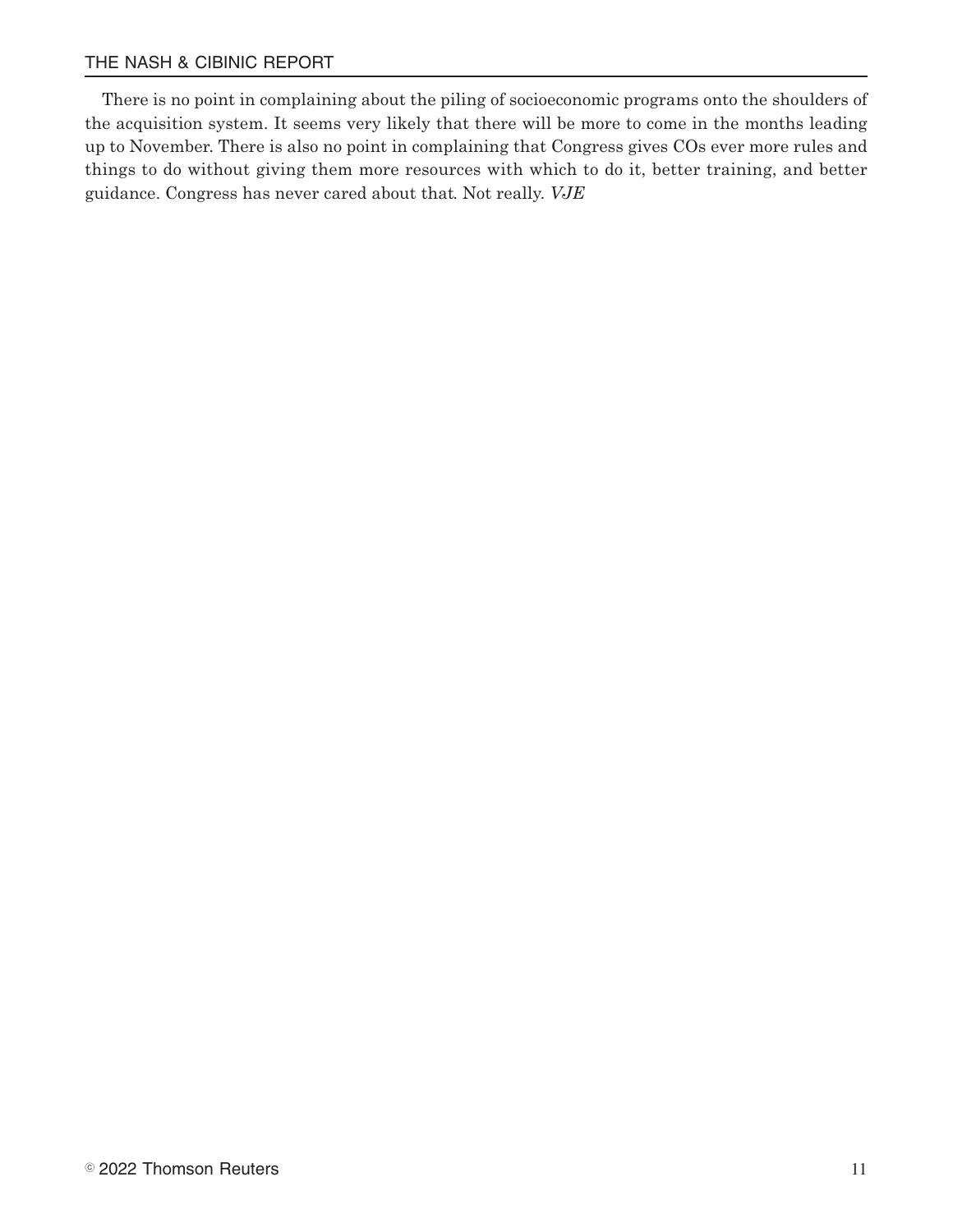There is no point in complaining about the piling of socioeconomic programs onto the shoulders of the acquisition system. It seems very likely that there will be more to come in the months leading up to November. There is also no point in complaining that Congress gives COs ever more rules and things to do without giving them more resources with which to do it, better training, and better guidance. Congress has never cared about that. Not really. *VJE*